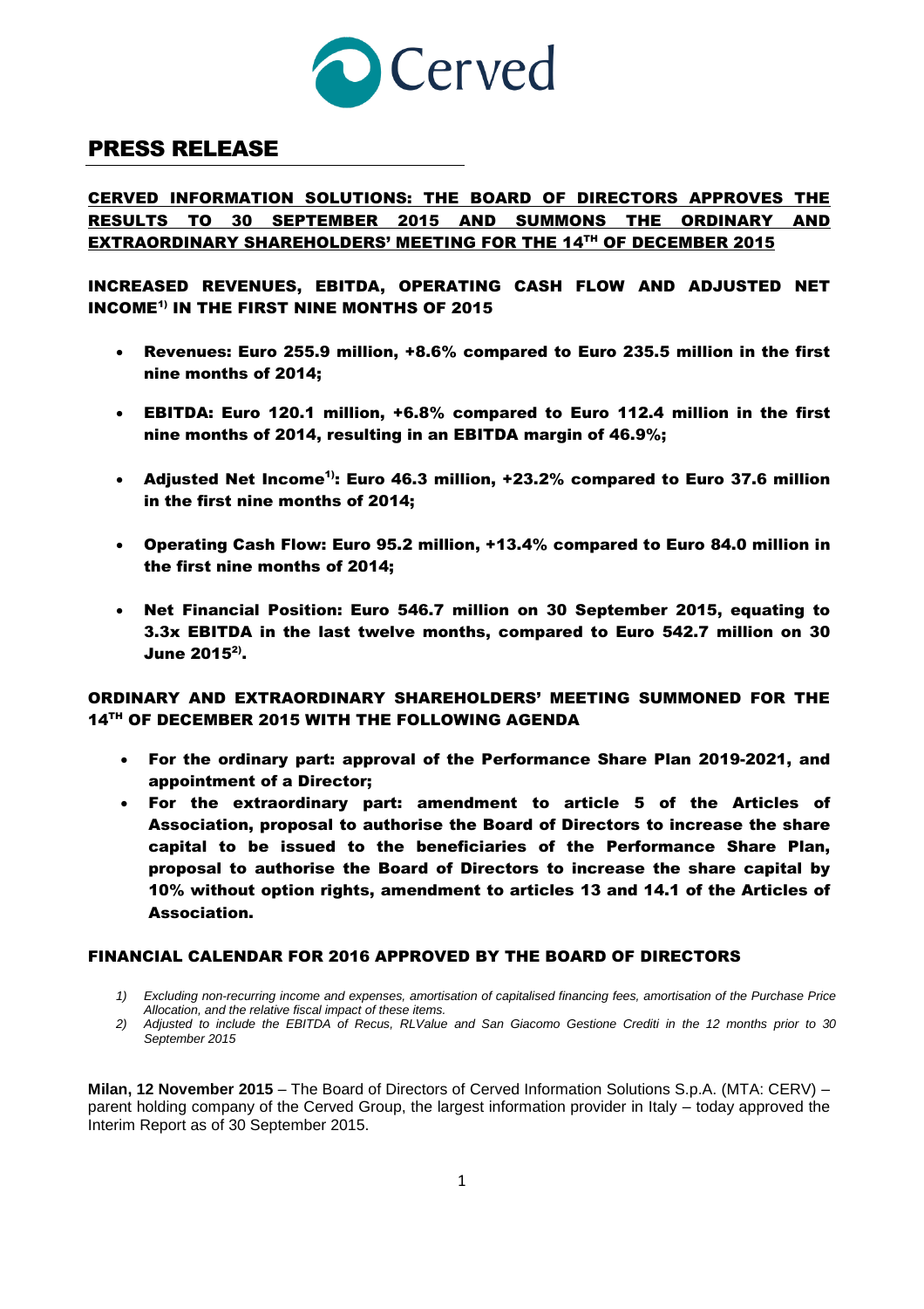Cerved

# PRESS RELEASE

## CERVED INFORMATION SOLUTIONS: THE BOARD OF DIRECTORS APPROVES THE RESULTS TO 30 SEPTEMBER 2015 AND SUMMONS THE ORDINARY AND EXTRAORDINARY SHAREHOLDERS' MEETING FOR THE 14TH OF DECEMBER 2015

### INCREASED REVENUES, EBITDA, OPERATING CASH FLOW AND ADJUSTED NET INCOME[1)] IN THE FIRST NINE MONTHS OF 2015

- **Revenues: Euro 255.9 million, +8.6% compared to Euro 235.5 million in the first nine months of 2014;**
- **EBITDA: Euro 120.1 million, +6.8% compared to Euro 112.4 million in the first nine months of 2014, resulting in an EBITDA margin of 46.9%;**
- **Adjusted Net Income[1)]: Euro 46.3 million, +23.2% compared to Euro 37.6 million in the first nine months of 2014;**
- **Operating Cash Flow: Euro 95.2 million, +13.4% compared to Euro 84.0 million in the first nine months of 2014;**
- **Net Financial Position: Euro 546.7 million on 30 September 2015, equating to 3.3x EBITDA in the last twelve months, compared to Euro 542.7 million on 30 June 2015[2)].**

### ORDINARY AND EXTRAORDINARY SHAREHOLDERS' MEETING SUMMONED FOR THE 14TH OF DECEMBER 2015 WITH THE FOLLOWING AGENDA

- **For the ordinary part: approval of the Performance Share Plan 2019-2021, and appointment of a Director;**
- **For the extraordinary part: amendment to article 5 of the Articles of Association, proposal to authorise the Board of Directors to increase the share capital to be issued to the beneficiaries of the Performance Share Plan, proposal to authorise the Board of Directors to increase the share capital by 10% without option rights, amendment to articles 13 and 14.1 of the Articles of Association.**

### FINANCIAL CALENDAR FOR 2016 APPROVED BY THE BOARD OF DIRECTORS

1) *Excluding non-recurring income and expenses, amortisation of capitalised financing fees, amortisation of the Purchase Price Allocation, and the relative fiscal impact of these items.*
2) *Adjusted to include the EBITDA of Recus, RLValue and San Giacomo Gestione Crediti in the 12 months prior to 30 September 2015*

**Milan, 12 November 2015** – The Board of Directors of Cerved Information Solutions S.p.A. (MTA: CERV) – parent holding company of the Cerved Group, the largest information provider in Italy – today approved the Interim Report as of 30 September 2015.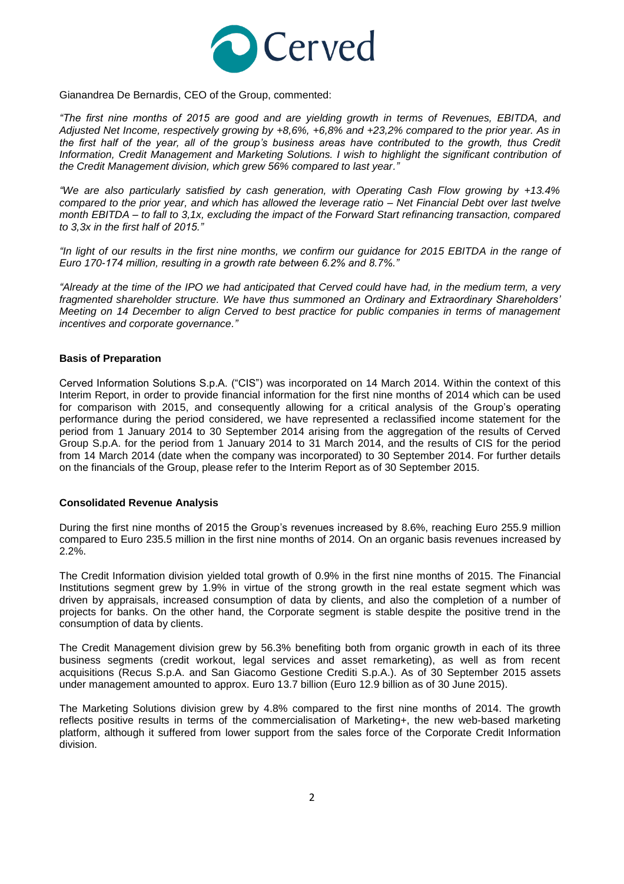Gianandrea De Bernardis, CEO of the Group, commented:

*"The first nine months of 2015 are good and are yielding growth in terms of Revenues, EBITDA, and Adjusted Net Income, respectively growing by +8,6%, +6,8% and +23,2% compared to the prior year. As in the first half of the year, all of the group's business areas have contributed to the growth, thus Credit Information, Credit Management and Marketing Solutions. I wish to highlight the significant contribution of the Credit Management division, which grew 56% compared to last year."*

*"We are also particularly satisfied by cash generation, with Operating Cash Flow growing by +13.4% compared to the prior year, and which has allowed the leverage ratio – Net Financial Debt over last twelve month EBITDA – to fall to 3,1x, excluding the impact of the Forward Start refinancing transaction, compared to 3,3x in the first half of 2015."*

*"In light of our results in the first nine months, we confirm our guidance for 2015 EBITDA in the range of Euro 170-174 million, resulting in a growth rate between 6.2% and 8.7%."*

*"Already at the time of the IPO we had anticipated that Cerved could have had, in the medium term, a very fragmented shareholder structure. We have thus summoned an Ordinary and Extraordinary Shareholders' Meeting on 14 December to align Cerved to best practice for public companies in terms of management incentives and corporate governance."*

**Basis of Preparation**

Cerved Information Solutions S.p.A. ("CIS") was incorporated on 14 March 2014. Within the context of this Interim Report, in order to provide financial information for the first nine months of 2014 which can be used for comparison with 2015, and consequently allowing for a critical analysis of the Group's operating performance during the period considered, we have represented a reclassified income statement for the period from 1 January 2014 to 30 September 2014 arising from the aggregation of the results of Cerved Group S.p.A. for the period from 1 January 2014 to 31 March 2014, and the results of CIS for the period from 14 March 2014 (date when the company was incorporated) to 30 September 2014. For further details on the financials of the Group, please refer to the Interim Report as of 30 September 2015.

**Consolidated Revenue Analysis**

During the first nine months of 2015 the Group's revenues increased by 8.6%, reaching Euro 255.9 million compared to Euro 235.5 million in the first nine months of 2014. On an organic basis revenues increased by 2.2%.

The Credit Information division yielded total growth of 0.9% in the first nine months of 2015. The Financial Institutions segment grew by 1.9% in virtue of the strong growth in the real estate segment which was driven by appraisals, increased consumption of data by clients, and also the completion of a number of projects for banks. On the other hand, the Corporate segment is stable despite the positive trend in the consumption of data by clients.

The Credit Management division grew by 56.3% benefiting both from organic growth in each of its three business segments (credit workout, legal services and asset remarketing), as well as from recent acquisitions (Recus S.p.A. and San Giacomo Gestione Crediti S.p.A.). As of 30 September 2015 assets under management amounted to approx. Euro 13.7 billion (Euro 12.9 billion as of 30 June 2015).

The Marketing Solutions division grew by 4.8% compared to the first nine months of 2014. The growth reflects positive results in terms of the commercialisation of Marketing+, the new web-based marketing platform, although it suffered from lower support from the sales force of the Corporate Credit Information division.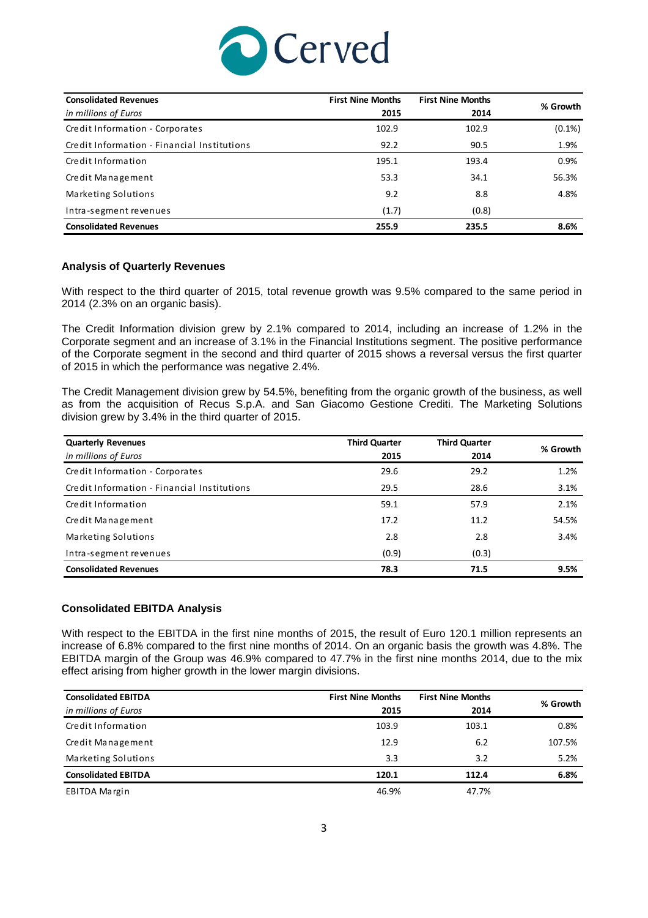| Consolidated Revenues<br>*in millions of Euros* | First Nine Months<br>2015 | First Nine Months<br>2014 | % Growth |
|---|---|---|---|
| Credit Information - Corporates | 102.9 | 102.9 | (0.1%) |
| Credit Information - Financial Institutions | 92.2 | 90.5 | 1.9% |
| Credit Information | 195.1 | 193.4 | 0.9% |
| Credit Management | 53.3 | 34.1 | 56.3% |
| Marketing Solutions | 9.2 | 8.8 | 4.8% |
| Intra-segment revenues | (1.7) | (0.8) | |
| **Consolidated Revenues** | **255.9** | **235.5** | **8.6%** |

### Analysis of Quarterly Revenues

With respect to the third quarter of 2015, total revenue growth was 9.5% compared to the same period in 2014 (2.3% on an organic basis).

The Credit Information division grew by 2.1% compared to 2014, including an increase of 1.2% in the Corporate segment and an increase of 3.1% in the Financial Institutions segment. The positive performance of the Corporate segment in the second and third quarter of 2015 shows a reversal versus the first quarter of 2015 in which the performance was negative 2.4%.

The Credit Management division grew by 54.5%, benefiting from the organic growth of the business, as well as from the acquisition of Recus S.p.A. and San Giacomo Gestione Crediti. The Marketing Solutions division grew by 3.4% in the third quarter of 2015.

| Quarterly Revenues<br>*in millions of Euros* | Third Quarter<br>2015 | Third Quarter<br>2014 | % Growth |
|---|---|---|---|
| Credit Information - Corporates | 29.6 | 29.2 | 1.2% |
| Credit Information - Financial Institutions | 29.5 | 28.6 | 3.1% |
| Credit Information | 59.1 | 57.9 | 2.1% |
| Credit Management | 17.2 | 11.2 | 54.5% |
| Marketing Solutions | 2.8 | 2.8 | 3.4% |
| Intra-segment revenues | (0.9) | (0.3) | |
| **Consolidated Revenues** | **78.3** | **71.5** | **9.5%** |

### Consolidated EBITDA Analysis

With respect to the EBITDA in the first nine months of 2015, the result of Euro 120.1 million represents an increase of 6.8% compared to the first nine months of 2014. On an organic basis the growth was 4.8%. The EBITDA margin of the Group was 46.9% compared to 47.7% in the first nine months 2014, due to the mix effect arising from higher growth in the lower margin divisions.

| Consolidated EBITDA<br>*in millions of Euros* | First Nine Months<br>2015 | First Nine Months<br>2014 | % Growth |
|---|---|---|---|
| Credit Information | 103.9 | 103.1 | 0.8% |
| Credit Management | 12.9 | 6.2 | 107.5% |
| Marketing Solutions | 3.3 | 3.2 | 5.2% |
| **Consolidated EBITDA** | **120.1** | **112.4** | **6.8%** |
| EBITDA Margin | 46.9% | 47.7% | |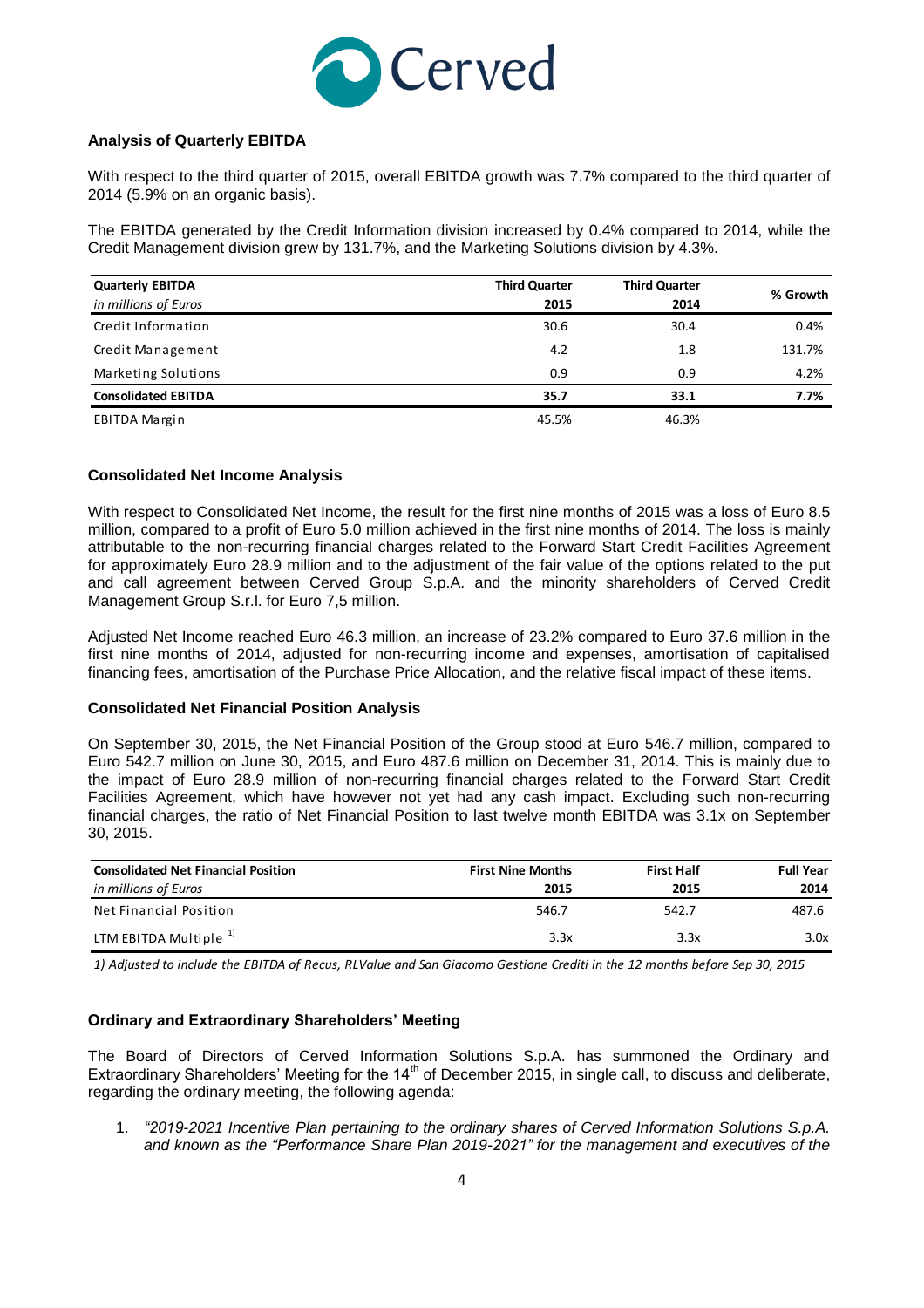### Analysis of Quarterly EBITDA

With respect to the third quarter of 2015, overall EBITDA growth was 7.7% compared to the third quarter of 2014 (5.9% on an organic basis).

The EBITDA generated by the Credit Information division increased by 0.4% compared to 2014, while the Credit Management division grew by 131.7%, and the Marketing Solutions division by 4.3%.

| **Quarterly EBITDA** *in millions of Euros* | **Third Quarter 2015** | **Third Quarter 2014** | **% Growth** |
|---|---|---|---|
| Credit Information | 30.6 | 30.4 | 0.4% |
| Credit Management | 4.2 | 1.8 | 131.7% |
| Marketing Solutions | 0.9 | 0.9 | 4.2% |
| **Consolidated EBITDA** | **35.7** | **33.1** | **7.7%** |
| EBITDA Margin | 45.5% | 46.3% | |

### Consolidated Net Income Analysis

With respect to Consolidated Net Income, the result for the first nine months of 2015 was a loss of Euro 8.5 million, compared to a profit of Euro 5.0 million achieved in the first nine months of 2014. The loss is mainly attributable to the non-recurring financial charges related to the Forward Start Credit Facilities Agreement for approximately Euro 28.9 million and to the adjustment of the fair value of the options related to the put and call agreement between Cerved Group S.p.A. and the minority shareholders of Cerved Credit Management Group S.r.l. for Euro 7,5 million.

Adjusted Net Income reached Euro 46.3 million, an increase of 23.2% compared to Euro 37.6 million in the first nine months of 2014, adjusted for non-recurring income and expenses, amortisation of capitalised financing fees, amortisation of the Purchase Price Allocation, and the relative fiscal impact of these items.

### Consolidated Net Financial Position Analysis

On September 30, 2015, the Net Financial Position of the Group stood at Euro 546.7 million, compared to Euro 542.7 million on June 30, 2015, and Euro 487.6 million on December 31, 2014. This is mainly due to the impact of Euro 28.9 million of non-recurring financial charges related to the Forward Start Credit Facilities Agreement, which have however not yet had any cash impact. Excluding such non-recurring financial charges, the ratio of Net Financial Position to last twelve month EBITDA was 3.1x on September 30, 2015.

| **Consolidated Net Financial Position** *in millions of Euros* | **First Nine Months 2015** | **First Half 2015** | **Full Year 2014** |
|---|---|---|---|
| Net Financial Position | 546.7 | 542.7 | 487.6 |
| LTM EBITDA Multiple [1)] | 3.3x | 3.3x | 3.0x |

*1) Adjusted to include the EBITDA of Recus, RLValue and San Giacomo Gestione Crediti in the 12 months before Sep 30, 2015*

### Ordinary and Extraordinary Shareholders' Meeting

The Board of Directors of Cerved Information Solutions S.p.A. has summoned the Ordinary and Extraordinary Shareholders' Meeting for the 14th of December 2015, in single call, to discuss and deliberate, regarding the ordinary meeting, the following agenda:

1. *"2019-2021 Incentive Plan pertaining to the ordinary shares of Cerved Information Solutions S.p.A. and known as the "Performance Share Plan 2019-2021" for the management and executives of the*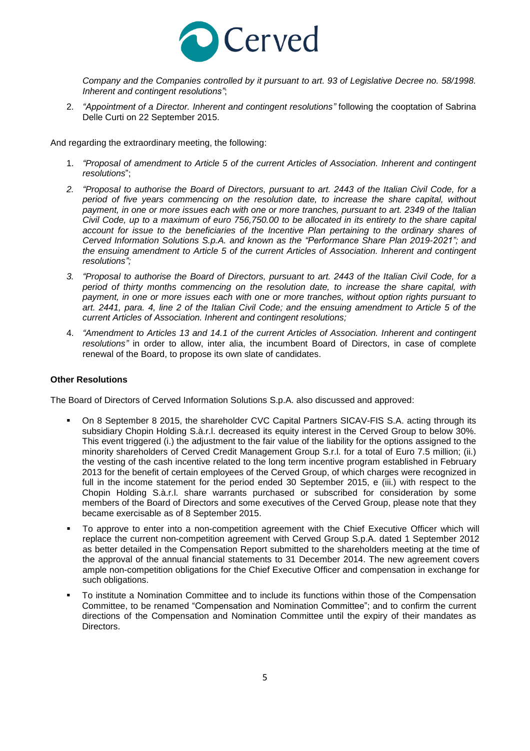*Company and the Companies controlled by it pursuant to art. 93 of Legislative Decree no. 58/1998. Inherent and contingent resolutions"*;

2. *"Appointment of a Director. Inherent and contingent resolutions"* following the cooptation of Sabrina Delle Curti on 22 September 2015.

And regarding the extraordinary meeting, the following:

1. *"Proposal of amendment to Article 5 of the current Articles of Association. Inherent and contingent resolutions*";
2. *"Proposal to authorise the Board of Directors, pursuant to art. 2443 of the Italian Civil Code, for a period of five years commencing on the resolution date, to increase the share capital, without payment, in one or more issues each with one or more tranches, pursuant to art. 2349 of the Italian Civil Code, up to a maximum of euro 756,750.00 to be allocated in its entirety to the share capital account for issue to the beneficiaries of the Incentive Plan pertaining to the ordinary shares of Cerved Information Solutions S.p.A. and known as the "Performance Share Plan 2019-2021"; and the ensuing amendment to Article 5 of the current Articles of Association. Inherent and contingent resolutions";*
3. *"Proposal to authorise the Board of Directors, pursuant to art. 2443 of the Italian Civil Code, for a period of thirty months commencing on the resolution date, to increase the share capital, with payment, in one or more issues each with one or more tranches, without option rights pursuant to art. 2441, para. 4, line 2 of the Italian Civil Code; and the ensuing amendment to Article 5 of the current Articles of Association. Inherent and contingent resolutions;*
4. *"Amendment to Articles 13 and 14.1 of the current Articles of Association. Inherent and contingent resolutions"* in order to allow, inter alia, the incumbent Board of Directors, in case of complete renewal of the Board, to propose its own slate of candidates.

**Other Resolutions**

The Board of Directors of Cerved Information Solutions S.p.A. also discussed and approved:

- On 8 September 8 2015, the shareholder CVC Capital Partners SICAV-FIS S.A. acting through its subsidiary Chopin Holding S.à.r.l. decreased its equity interest in the Cerved Group to below 30%. This event triggered (i.) the adjustment to the fair value of the liability for the options assigned to the minority shareholders of Cerved Credit Management Group S.r.l. for a total of Euro 7.5 million; (ii.) the vesting of the cash incentive related to the long term incentive program established in February 2013 for the benefit of certain employees of the Cerved Group, of which charges were recognized in full in the income statement for the period ended 30 September 2015, e (iii.) with respect to the Chopin Holding S.à.r.l. share warrants purchased or subscribed for consideration by some members of the Board of Directors and some executives of the Cerved Group, please note that they became exercisable as of 8 September 2015.
- To approve to enter into a non-competition agreement with the Chief Executive Officer which will replace the current non-competition agreement with Cerved Group S.p.A. dated 1 September 2012 as better detailed in the Compensation Report submitted to the shareholders meeting at the time of the approval of the annual financial statements to 31 December 2014. The new agreement covers ample non-competition obligations for the Chief Executive Officer and compensation in exchange for such obligations.
- To institute a Nomination Committee and to include its functions within those of the Compensation Committee, to be renamed "Compensation and Nomination Committee"; and to confirm the current directions of the Compensation and Nomination Committee until the expiry of their mandates as Directors.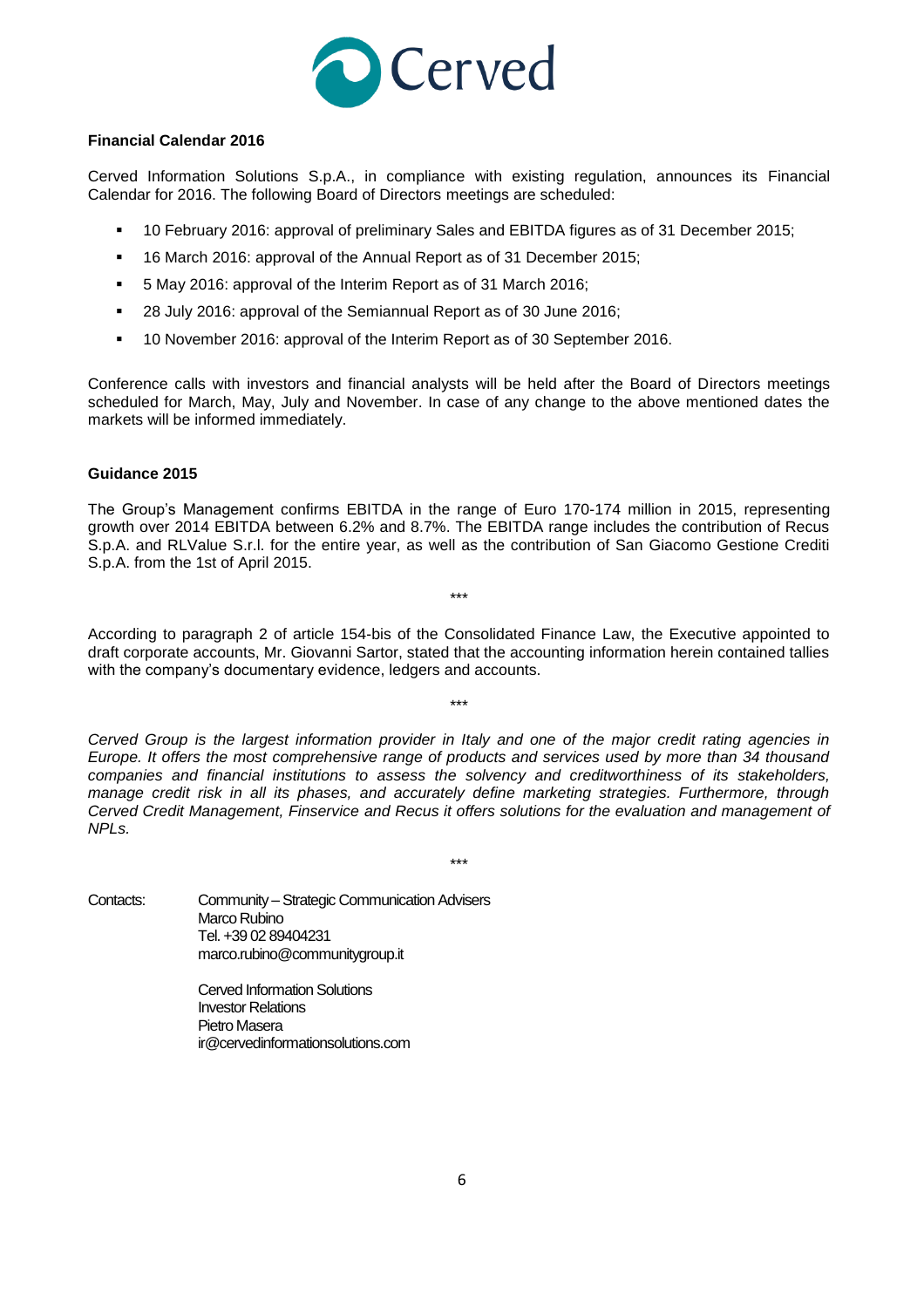### Financial Calendar 2016

Cerved Information Solutions S.p.A., in compliance with existing regulation, announces its Financial Calendar for 2016. The following Board of Directors meetings are scheduled:

- 10 February 2016: approval of preliminary Sales and EBITDA figures as of 31 December 2015;
- 16 March 2016: approval of the Annual Report as of 31 December 2015;
- 5 May 2016: approval of the Interim Report as of 31 March 2016;
- 28 July 2016: approval of the Semiannual Report as of 30 June 2016;
- 10 November 2016: approval of the Interim Report as of 30 September 2016.

Conference calls with investors and financial analysts will be held after the Board of Directors meetings scheduled for March, May, July and November. In case of any change to the above mentioned dates the markets will be informed immediately.

### Guidance 2015

The Group's Management confirms EBITDA in the range of Euro 170-174 million in 2015, representing growth over 2014 EBITDA between 6.2% and 8.7%. The EBITDA range includes the contribution of Recus S.p.A. and RLValue S.r.l. for the entire year, as well as the contribution of San Giacomo Gestione Crediti S.p.A. from the 1st of April 2015.

\*\*\*

According to paragraph 2 of article 154-bis of the Consolidated Finance Law, the Executive appointed to draft corporate accounts, Mr. Giovanni Sartor, stated that the accounting information herein contained tallies with the company's documentary evidence, ledgers and accounts.

\*\*\*

*Cerved Group is the largest information provider in Italy and one of the major credit rating agencies in Europe. It offers the most comprehensive range of products and services used by more than 34 thousand companies and financial institutions to assess the solvency and creditworthiness of its stakeholders, manage credit risk in all its phases, and accurately define marketing strategies. Furthermore, through Cerved Credit Management, Finservice and Recus it offers solutions for the evaluation and management of NPLs.*

\*\*\*

Contacts:

Community – Strategic Communication Advisers
Marco Rubino
Tel. +39 02 89404231
marco.rubino@communitygroup.it

Cerved Information Solutions
Investor Relations
Pietro Masera
ir@cervedinformationsolutions.com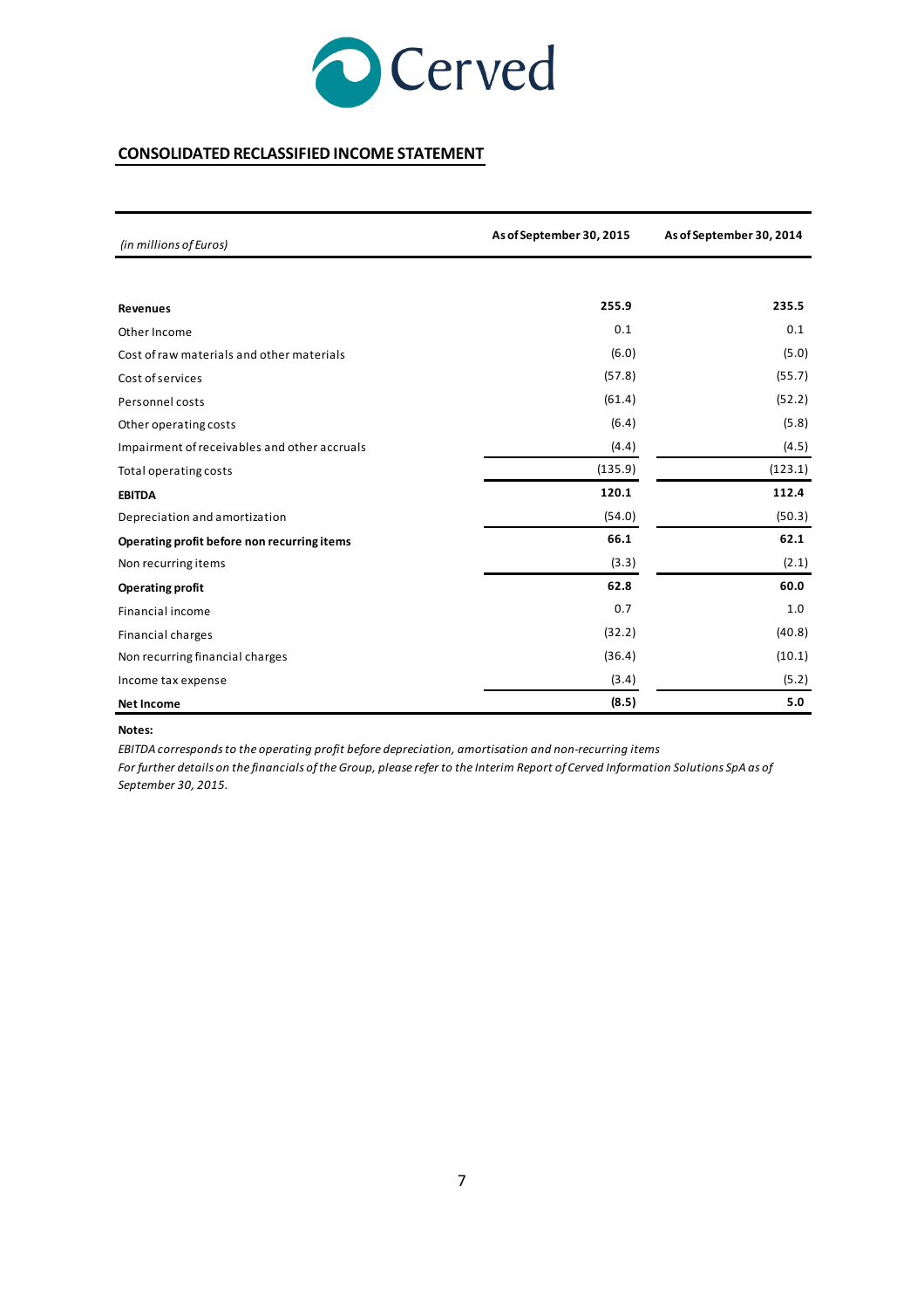Cerved

## CONSOLIDATED RECLASSIFIED INCOME STATEMENT

| *(in millions of Euros)* | As of September 30, 2015 | As of September 30, 2014 |
|---|---|---|
| **Revenues** | **255.9** | **235.5** |
| Other Income | 0.1 | 0.1 |
| Cost of raw materials and other materials | (6.0) | (5.0) |
| Cost of services | (57.8) | (55.7) |
| Personnel costs | (61.4) | (52.2) |
| Other operating costs | (6.4) | (5.8) |
| Impairment of receivables and other accruals | (4.4) | (4.5) |
| Total operating costs | (135.9) | (123.1) |
| **EBITDA** | **120.1** | **112.4** |
| Depreciation and amortization | (54.0) | (50.3) |
| **Operating profit before non recurring items** | **66.1** | **62.1** |
| Non recurring items | (3.3) | (2.1) |
| **Operating profit** | **62.8** | **60.0** |
| Financial income | 0.7 | 1.0 |
| Financial charges | (32.2) | (40.8) |
| Non recurring financial charges | (36.4) | (10.1) |
| Income tax expense | (3.4) | (5.2) |
| **Net Income** | **(8.5)** | **5.0** |

**Notes:**

*EBITDA corresponds to the operating profit before depreciation, amortisation and non-recurring items*

*For further details on the financials of the Group, please refer to the Interim Report of Cerved Information Solutions SpA as of September 30, 2015.*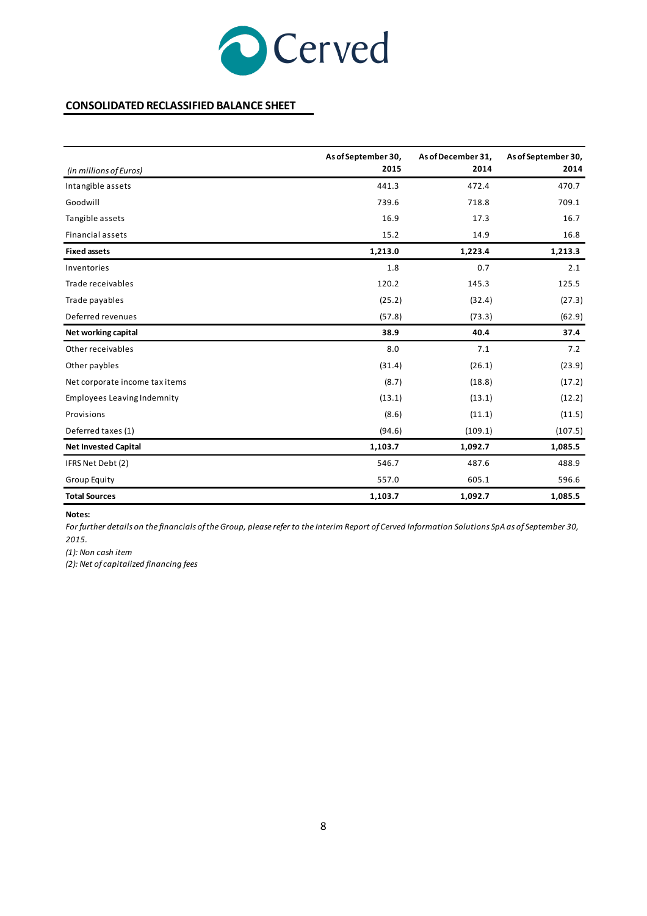## CONSOLIDATED RECLASSIFIED BALANCE SHEET

| *(in millions of Euros)* | As of September 30, 2015 | As of December 31, 2014 | As of September 30, 2014 |
|---|---|---|---|
| Intangible assets | 441.3 | 472.4 | 470.7 |
| Goodwill | 739.6 | 718.8 | 709.1 |
| Tangible assets | 16.9 | 17.3 | 16.7 |
| Financial assets | 15.2 | 14.9 | 16.8 |
| **Fixed assets** | **1,213.0** | **1,223.4** | **1,213.3** |
| Inventories | 1.8 | 0.7 | 2.1 |
| Trade receivables | 120.2 | 145.3 | 125.5 |
| Trade payables | (25.2) | (32.4) | (27.3) |
| Deferred revenues | (57.8) | (73.3) | (62.9) |
| **Net working capital** | **38.9** | **40.4** | **37.4** |
| Other receivables | 8.0 | 7.1 | 7.2 |
| Other paybles | (31.4) | (26.1) | (23.9) |
| Net corporate income tax items | (8.7) | (18.8) | (17.2) |
| Employees Leaving Indemnity | (13.1) | (13.1) | (12.2) |
| Provisions | (8.6) | (11.1) | (11.5) |
| Deferred taxes (1) | (94.6) | (109.1) | (107.5) |
| **Net Invested Capital** | **1,103.7** | **1,092.7** | **1,085.5** |
| IFRS Net Debt (2) | 546.7 | 487.6 | 488.9 |
| Group Equity | 557.0 | 605.1 | 596.6 |
| **Total Sources** | **1,103.7** | **1,092.7** | **1,085.5** |

**Notes:**

*For further details on the financials of the Group, please refer to the Interim Report of Cerved Information Solutions SpA as of September 30, 2015.*

*(1): Non cash item*

*(2): Net of capitalized financing fees*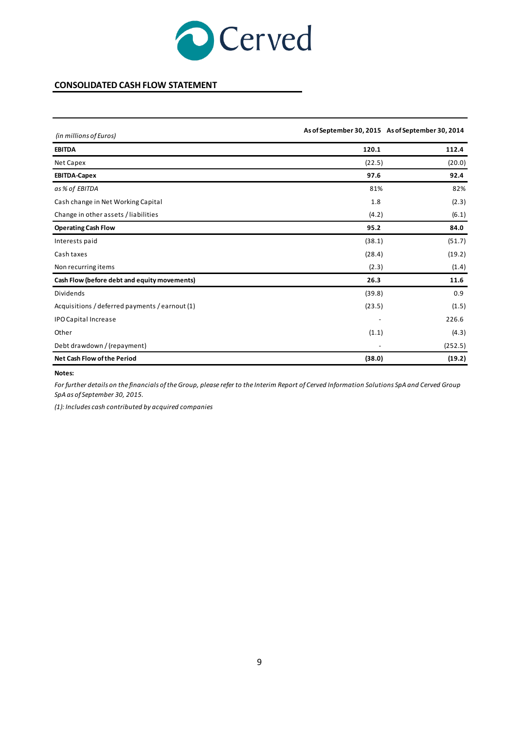## CONSOLIDATED CASH FLOW STATEMENT

| *(in millions of Euros)* | As of September 30, 2015 | As of September 30, 2014 |
|---|---|---|
| **EBITDA** | **120.1** | **112.4** |
| Net Capex | (22.5) | (20.0) |
| **EBITDA-Capex** | **97.6** | **92.4** |
| *as % of EBITDA* | 81% | 82% |
| Cash change in Net Working Capital | 1.8 | (2.3) |
| Change in other assets / liabilities | (4.2) | (6.1) |
| **Operating Cash Flow** | **95.2** | **84.0** |
| Interests paid | (38.1) | (51.7) |
| Cash taxes | (28.4) | (19.2) |
| Non recurring items | (2.3) | (1.4) |
| **Cash Flow (before debt and equity movements)** | **26.3** | **11.6** |
| Dividends | (39.8) | 0.9 |
| Acquisitions / deferred payments / earnout (1) | (23.5) | (1.5) |
| IPO Capital Increase | - | 226.6 |
| Other | (1.1) | (4.3) |
| Debt drawdown / (repayment) | - | (252.5) |
| **Net Cash Flow of the Period** | **(38.0)** | **(19.2)** |

**Notes:**

*For further details on the financials of the Group, please refer to the Interim Report of Cerved Information Solutions SpA and Cerved Group SpA as of September 30, 2015.*

*(1): Includes cash contributed by acquired companies*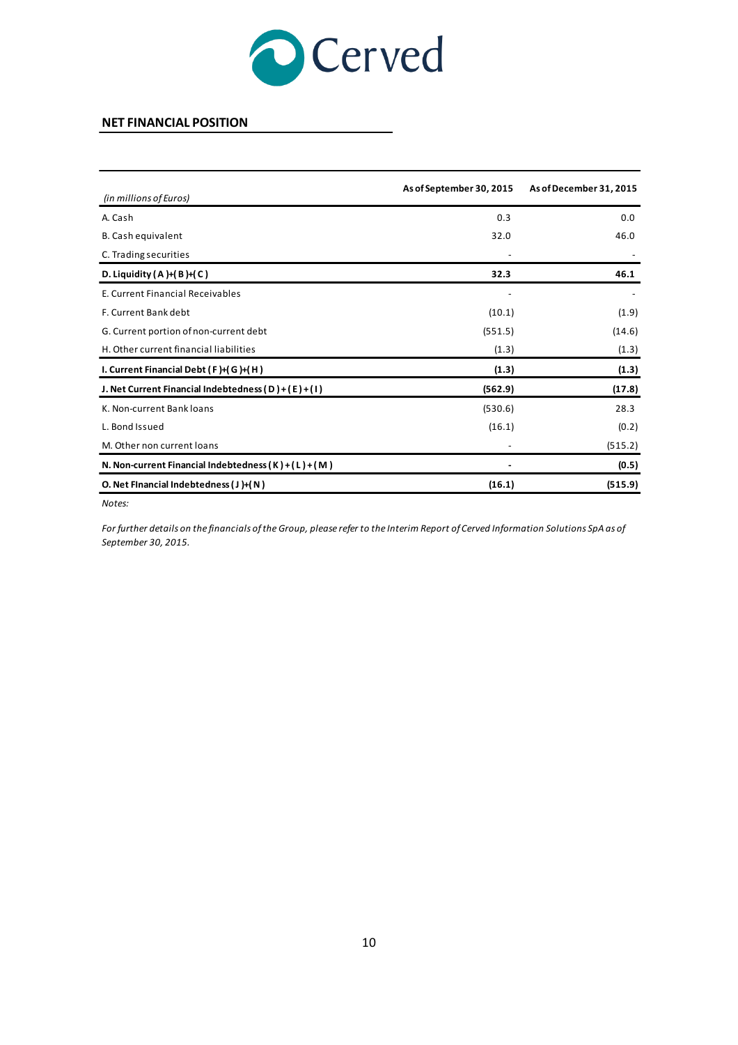## NET FINANCIAL POSITION

| *(in millions of Euros)* | As of September 30, 2015 | As of December 31, 2015 |
|---|---|---|
| A. Cash | 0.3 | 0.0 |
| B. Cash equivalent | 32.0 | 46.0 |
| C. Trading securities | - | - |
| **D. Liquidity ( A )+( B )+( C )** | **32.3** | **46.1** |
| E. Current Financial Receivables | - | - |
| F. Current Bank debt | (10.1) | (1.9) |
| G. Current portion of non-current debt | (551.5) | (14.6) |
| H. Other current financial liabilities | (1.3) | (1.3) |
| **I. Current Financial Debt ( F )+( G )+( H )** | **(1.3)** | **(1.3)** |
| **J. Net Current Financial Indebtedness ( D ) + ( E ) + ( I )** | **(562.9)** | **(17.8)** |
| K. Non-current Bank loans | (530.6) | 28.3 |
| L. Bond Issued | (16.1) | (0.2) |
| M. Other non current loans | - | (515.2) |
| **N. Non-current Financial Indebtedness ( K ) + ( L ) + ( M )** | **-** | **(0.5)** |
| **O. Net FInancial Indebtedness ( J )+( N )** | **(16.1)** | **(515.9)** |

*Notes:*

*For further details on the financials of the Group, please refer to the Interim Report of Cerved Information Solutions SpA as of September 30, 2015.*